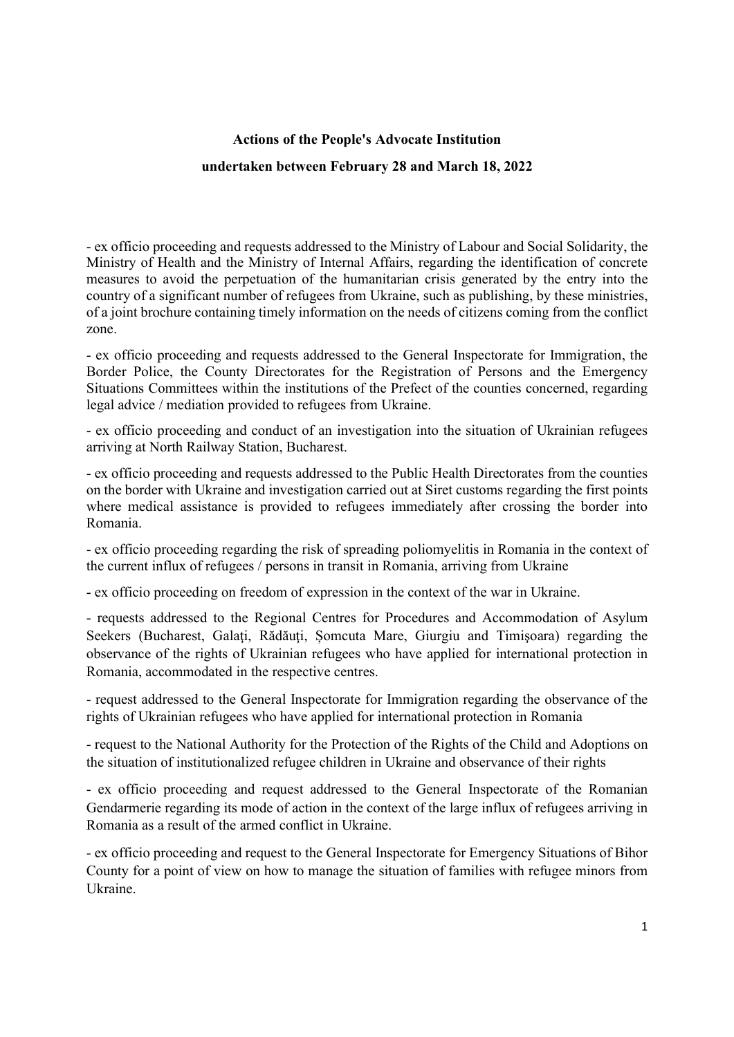**Actions of the People's Advocate Institution**

**undertaken between February 28 and March 18, 2022**

- ex officio proceeding and requests addressed to the Ministry of Labour and Social Solidarity, the Ministry of Health and the Ministry of Internal Affairs, regarding the identification of concrete measures to avoid the perpetuation of the humanitarian crisis generated by the entry into the country of a significant number of refugees from Ukraine, such as publishing, by these ministries, of a joint brochure containing timely information on the needs of citizens coming from the conflict zone.

- ex officio proceeding and requests addressed to the General Inspectorate for Immigration, the Border Police, the County Directorates for the Registration of Persons and the Emergency Situations Committees within the institutions of the Prefect of the counties concerned, regarding legal advice / mediation provided to refugees from Ukraine.

- ex officio proceeding and conduct of an investigation into the situation of Ukrainian refugees arriving at North Railway Station, Bucharest.

- ex officio proceeding and requests addressed to the Public Health Directorates from the counties on the border with Ukraine and investigation carried out at Siret customs regarding the first points where medical assistance is provided to refugees immediately after crossing the border into Romania.

- ex officio proceeding regarding the risk of spreading poliomyelitis in Romania in the context of the current influx of refugees / persons in transit in Romania, arriving from Ukraine

- ex officio proceeding on freedom of expression in the context of the war in Ukraine.

- requests addressed to the Regional Centres for Procedures and Accommodation of Asylum Seekers (Bucharest, Galaţi, Rădăuţi, Șomcuta Mare, Giurgiu and Timişoara) regarding the observance of the rights of Ukrainian refugees who have applied for international protection in Romania, accommodated in the respective centres.

- request addressed to the General Inspectorate for Immigration regarding the observance of the rights of Ukrainian refugees who have applied for international protection in Romania

- request to the National Authority for the Protection of the Rights of the Child and Adoptions on the situation of institutionalized refugee children in Ukraine and observance of their rights

- ex officio proceeding and request addressed to the General Inspectorate of the Romanian Gendarmerie regarding its mode of action in the context of the large influx of refugees arriving in Romania as a result of the armed conflict in Ukraine.

- ex officio proceeding and request to the General Inspectorate for Emergency Situations of Bihor County for a point of view on how to manage the situation of families with refugee minors from Ukraine.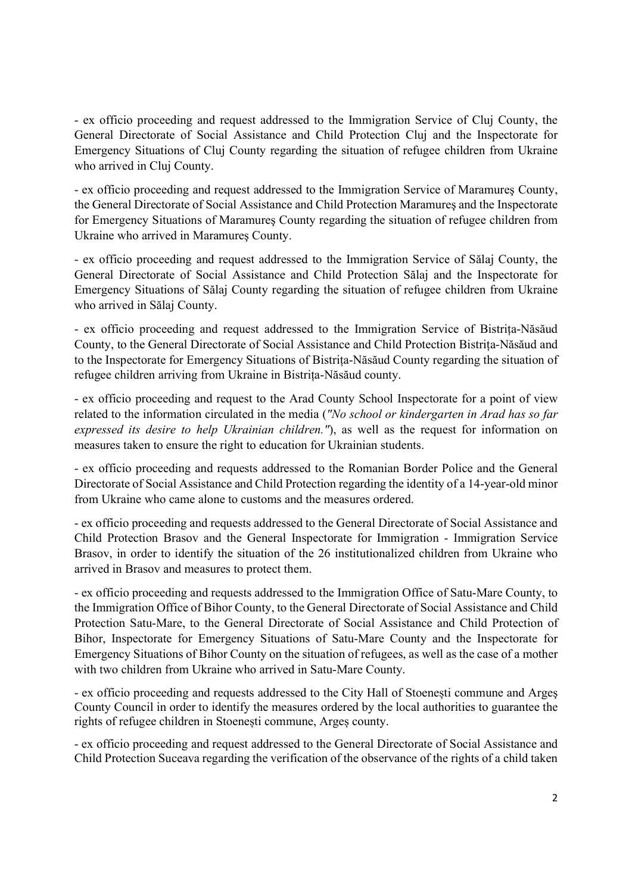- ex officio proceeding and request addressed to the Immigration Service of Cluj County, the General Directorate of Social Assistance and Child Protection Cluj and the Inspectorate for Emergency Situations of Cluj County regarding the situation of refugee children from Ukraine who arrived in Cluj County.

- ex officio proceeding and request addressed to the Immigration Service of Maramureş County, the General Directorate of Social Assistance and Child Protection Maramureş and the Inspectorate for Emergency Situations of Maramureş County regarding the situation of refugee children from Ukraine who arrived in Maramureş County.

- ex officio proceeding and request addressed to the Immigration Service of Sălaj County, the General Directorate of Social Assistance and Child Protection Sălaj and the Inspectorate for Emergency Situations of Sălaj County regarding the situation of refugee children from Ukraine who arrived in Sălaj County.

- ex officio proceeding and request addressed to the Immigration Service of Bistrița-Năsăud County, to the General Directorate of Social Assistance and Child Protection Bistrița-Năsăud and to the Inspectorate for Emergency Situations of Bistrița-Năsăud County regarding the situation of refugee children arriving from Ukraine in Bistrița-Năsăud county.

- ex officio proceeding and request to the Arad County School Inspectorate for a point of view related to the information circulated in the media (*"No school or kindergarten in Arad has so far expressed its desire to help Ukrainian children."*), as well as the request for information on measures taken to ensure the right to education for Ukrainian students.

- ex officio proceeding and requests addressed to the Romanian Border Police and the General Directorate of Social Assistance and Child Protection regarding the identity of a 14-year-old minor from Ukraine who came alone to customs and the measures ordered.

- ex officio proceeding and requests addressed to the General Directorate of Social Assistance and Child Protection Brasov and the General Inspectorate for Immigration - Immigration Service Brasov, in order to identify the situation of the 26 institutionalized children from Ukraine who arrived in Brasov and measures to protect them.

- ex officio proceeding and requests addressed to the Immigration Office of Satu-Mare County, to the Immigration Office of Bihor County, to the General Directorate of Social Assistance and Child Protection Satu-Mare, to the General Directorate of Social Assistance and Child Protection of Bihor, Inspectorate for Emergency Situations of Satu-Mare County and the Inspectorate for Emergency Situations of Bihor County on the situation of refugees, as well as the case of a mother with two children from Ukraine who arrived in Satu-Mare County.

- ex officio proceeding and requests addressed to the City Hall of Stoenești commune and Argeș County Council in order to identify the measures ordered by the local authorities to guarantee the rights of refugee children in Stoenești commune, Argeș county.

- ex officio proceeding and request addressed to the General Directorate of Social Assistance and Child Protection Suceava regarding the verification of the observance of the rights of a child taken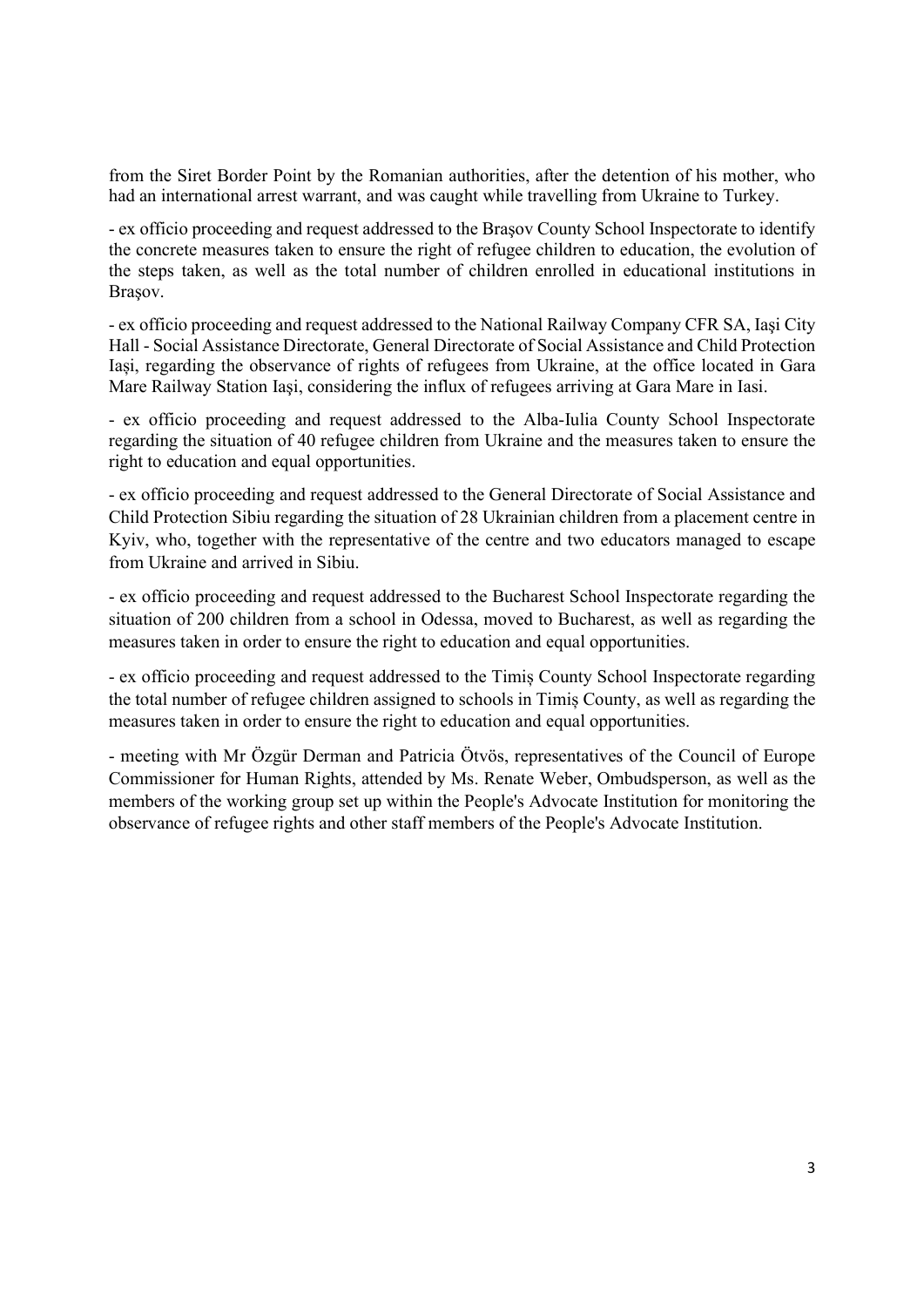from the Siret Border Point by the Romanian authorities, after the detention of his mother, who had an international arrest warrant, and was caught while travelling from Ukraine to Turkey.

- ex officio proceeding and request addressed to the Braşov County School Inspectorate to identify the concrete measures taken to ensure the right of refugee children to education, the evolution of the steps taken, as well as the total number of children enrolled in educational institutions in Braşov.

- ex officio proceeding and request addressed to the National Railway Company CFR SA, Iaşi City Hall - Social Assistance Directorate, General Directorate of Social Assistance and Child Protection Iași, regarding the observance of rights of refugees from Ukraine, at the office located in Gara Mare Railway Station Iaşi, considering the influx of refugees arriving at Gara Mare in Iasi.

- ex officio proceeding and request addressed to the Alba-Iulia County School Inspectorate regarding the situation of 40 refugee children from Ukraine and the measures taken to ensure the right to education and equal opportunities.

- ex officio proceeding and request addressed to the General Directorate of Social Assistance and Child Protection Sibiu regarding the situation of 28 Ukrainian children from a placement centre in Kyiv, who, together with the representative of the centre and two educators managed to escape from Ukraine and arrived in Sibiu.

- ex officio proceeding and request addressed to the Bucharest School Inspectorate regarding the situation of 200 children from a school in Odessa, moved to Bucharest, as well as regarding the measures taken in order to ensure the right to education and equal opportunities.

- ex officio proceeding and request addressed to the Timiș County School Inspectorate regarding the total number of refugee children assigned to schools in Timiș County, as well as regarding the measures taken in order to ensure the right to education and equal opportunities.

- meeting with Mr Özgür Derman and Patricia Ötvös, representatives of the Council of Europe Commissioner for Human Rights, attended by Ms. Renate Weber, Ombudsperson, as well as the members of the working group set up within the People's Advocate Institution for monitoring the observance of refugee rights and other staff members of the People's Advocate Institution.